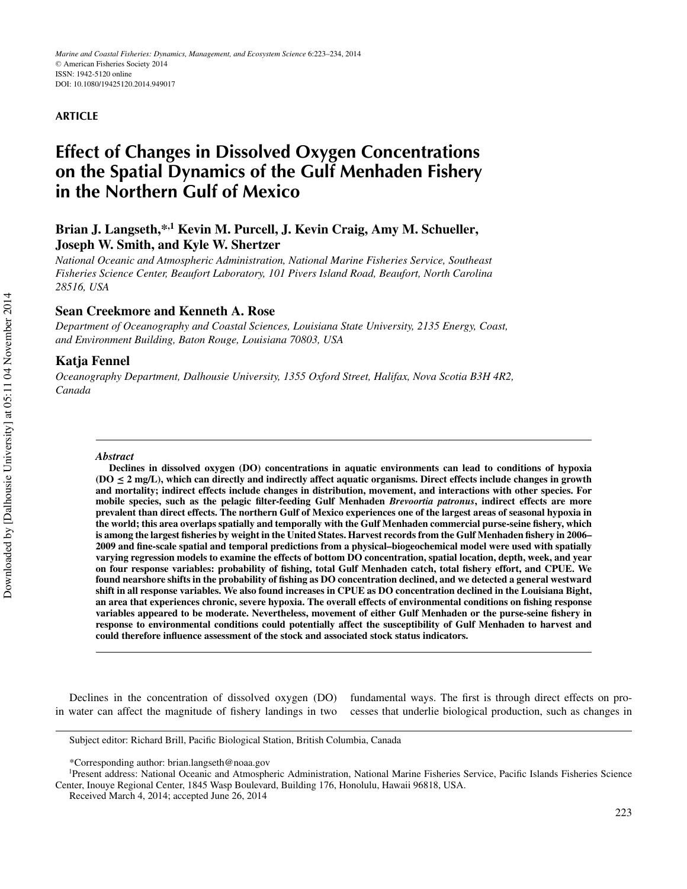Marine and Coastal Fisheries: Dynamics, Management, and Ecosystem Science 6:223–234, 2014
© American Fisheries Society 2014
ISSN: 1942-5120 online
DOI: 10.1080/19425120.2014.949017

**ARTICLE**

# Effect of Changes in Dissolved Oxygen Concentrations on the Spatial Dynamics of the Gulf Menhaden Fishery in the Northern Gulf of Mexico

**Brian J. Langseth,*,[1] Kevin M. Purcell, J. Kevin Craig, Amy M. Schueller, Joseph W. Smith, and Kyle W. Shertzer**

*National Oceanic and Atmospheric Administration, National Marine Fisheries Service, Southeast Fisheries Science Center, Beaufort Laboratory, 101 Pivers Island Road, Beaufort, North Carolina 28516, USA*

**Sean Creekmore and Kenneth A. Rose**

*Department of Oceanography and Coastal Sciences, Louisiana State University, 2135 Energy, Coast, and Environment Building, Baton Rouge, Louisiana 70803, USA*

**Katja Fennel**

*Oceanography Department, Dalhousie University, 1355 Oxford Street, Halifax, Nova Scotia B3H 4R2, Canada*

## Abstract

**Declines in dissolved oxygen (DO) concentrations in aquatic environments can lead to conditions of hypoxia (DO ≤ 2 mg/L), which can directly and indirectly affect aquatic organisms. Direct effects include changes in growth and mortality; indirect effects include changes in distribution, movement, and interactions with other species. For mobile species, such as the pelagic filter-feeding Gulf Menhaden *Brevoortia patronus*, indirect effects are more prevalent than direct effects. The northern Gulf of Mexico experiences one of the largest areas of seasonal hypoxia in the world; this area overlaps spatially and temporally with the Gulf Menhaden commercial purse-seine fishery, which is among the largest fisheries by weight in the United States. Harvest records from the Gulf Menhaden fishery in 2006–2009 and fine-scale spatial and temporal predictions from a physical–biogeochemical model were used with spatially varying regression models to examine the effects of bottom DO concentration, spatial location, depth, week, and year on four response variables: probability of fishing, total Gulf Menhaden catch, total fishery effort, and CPUE. We found nearshore shifts in the probability of fishing as DO concentration declined, and we detected a general westward shift in all response variables. We also found increases in CPUE as DO concentration declined in the Louisiana Bight, an area that experiences chronic, severe hypoxia. The overall effects of environmental conditions on fishing response variables appeared to be moderate. Nevertheless, movement of either Gulf Menhaden or the purse-seine fishery in response to environmental conditions could potentially affect the susceptibility of Gulf Menhaden to harvest and could therefore influence assessment of the stock and associated stock status indicators.**

Declines in the concentration of dissolved oxygen (DO) in water can affect the magnitude of fishery landings in two fundamental ways. The first is through direct effects on processes that underlie biological production, such as changes in

Subject editor: Richard Brill, Pacific Biological Station, British Columbia, Canada

*Corresponding author: brian.langseth@noaa.gov

[1]Present address: National Oceanic and Atmospheric Administration, National Marine Fisheries Service, Pacific Islands Fisheries Science Center, Inouye Regional Center, 1845 Wasp Boulevard, Building 176, Honolulu, Hawaii 96818, USA.

Received March 4, 2014; accepted June 26, 2014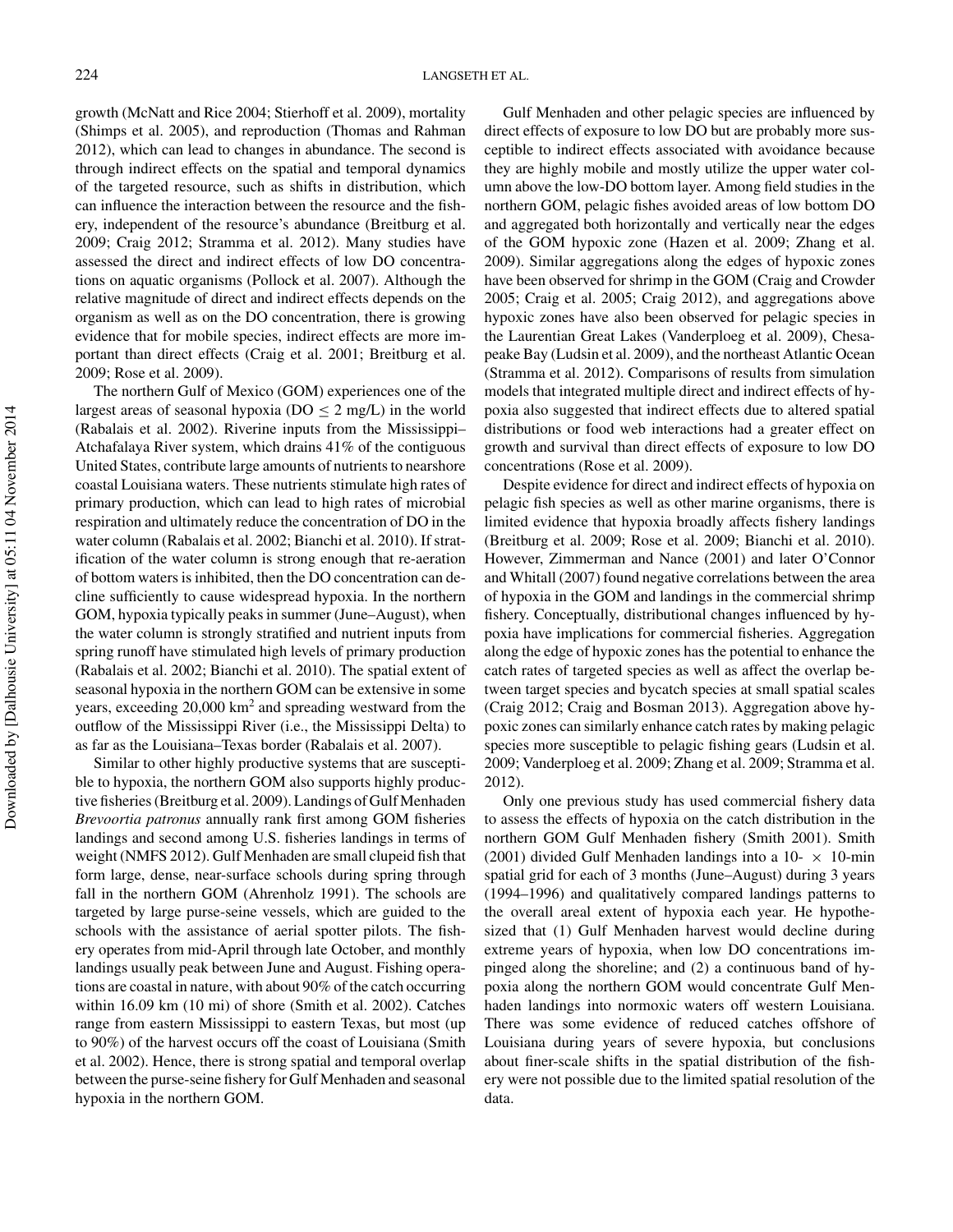growth (McNatt and Rice 2004; Stierhoff et al. 2009), mortality (Shimps et al. 2005), and reproduction (Thomas and Rahman 2012), which can lead to changes in abundance. The second is through indirect effects on the spatial and temporal dynamics of the targeted resource, such as shifts in distribution, which can influence the interaction between the resource and the fishery, independent of the resource's abundance (Breitburg et al. 2009; Craig 2012; Stramma et al. 2012). Many studies have assessed the direct and indirect effects of low DO concentrations on aquatic organisms (Pollock et al. 2007). Although the relative magnitude of direct and indirect effects depends on the organism as well as on the DO concentration, there is growing evidence that for mobile species, indirect effects are more important than direct effects (Craig et al. 2001; Breitburg et al. 2009; Rose et al. 2009).

The northern Gulf of Mexico (GOM) experiences one of the largest areas of seasonal hypoxia (DO $\leq$ 2 mg/L) in the world (Rabalais et al. 2002). Riverine inputs from the Mississippi–Atchafalaya River system, which drains 41% of the contiguous United States, contribute large amounts of nutrients to nearshore coastal Louisiana waters. These nutrients stimulate high rates of primary production, which can lead to high rates of microbial respiration and ultimately reduce the concentration of DO in the water column (Rabalais et al. 2002; Bianchi et al. 2010). If stratification of the water column is strong enough that re-aeration of bottom waters is inhibited, then the DO concentration can decline sufficiently to cause widespread hypoxia. In the northern GOM, hypoxia typically peaks in summer (June–August), when the water column is strongly stratified and nutrient inputs from spring runoff have stimulated high levels of primary production (Rabalais et al. 2002; Bianchi et al. 2010). The spatial extent of seasonal hypoxia in the northern GOM can be extensive in some years, exceeding 20,000 km$^2$ and spreading westward from the outflow of the Mississippi River (i.e., the Mississippi Delta) to as far as the Louisiana–Texas border (Rabalais et al. 2007).

Similar to other highly productive systems that are susceptible to hypoxia, the northern GOM also supports highly productive fisheries (Breitburg et al. 2009). Landings of Gulf Menhaden *Brevoortia patronus* annually rank first among GOM fisheries landings and second among U.S. fisheries landings in terms of weight (NMFS 2012). Gulf Menhaden are small clupeid fish that form large, dense, near-surface schools during spring through fall in the northern GOM (Ahrenholz 1991). The schools are targeted by large purse-seine vessels, which are guided to the schools with the assistance of aerial spotter pilots. The fishery operates from mid-April through late October, and monthly landings usually peak between June and August. Fishing operations are coastal in nature, with about 90% of the catch occurring within 16.09 km (10 mi) of shore (Smith et al. 2002). Catches range from eastern Mississippi to eastern Texas, but most (up to 90%) of the harvest occurs off the coast of Louisiana (Smith et al. 2002). Hence, there is strong spatial and temporal overlap between the purse-seine fishery for Gulf Menhaden and seasonal hypoxia in the northern GOM.

Gulf Menhaden and other pelagic species are influenced by direct effects of exposure to low DO but are probably more susceptible to indirect effects associated with avoidance because they are highly mobile and mostly utilize the upper water column above the low-DO bottom layer. Among field studies in the northern GOM, pelagic fishes avoided areas of low bottom DO and aggregated both horizontally and vertically near the edges of the GOM hypoxic zone (Hazen et al. 2009; Zhang et al. 2009). Similar aggregations along the edges of hypoxic zones have been observed for shrimp in the GOM (Craig and Crowder 2005; Craig et al. 2005; Craig 2012), and aggregations above hypoxic zones have also been observed for pelagic species in the Laurentian Great Lakes (Vanderploeg et al. 2009), Chesapeake Bay (Ludsin et al. 2009), and the northeast Atlantic Ocean (Stramma et al. 2012). Comparisons of results from simulation models that integrated multiple direct and indirect effects of hypoxia also suggested that indirect effects due to altered spatial distributions or food web interactions had a greater effect on growth and survival than direct effects of exposure to low DO concentrations (Rose et al. 2009).

Despite evidence for direct and indirect effects of hypoxia on pelagic fish species as well as other marine organisms, there is limited evidence that hypoxia broadly affects fishery landings (Breitburg et al. 2009; Rose et al. 2009; Bianchi et al. 2010). However, Zimmerman and Nance (2001) and later O'Connor and Whitall (2007) found negative correlations between the area of hypoxia in the GOM and landings in the commercial shrimp fishery. Conceptually, distributional changes influenced by hypoxia have implications for commercial fisheries. Aggregation along the edge of hypoxic zones has the potential to enhance the catch rates of targeted species as well as affect the overlap between target species and bycatch species at small spatial scales (Craig 2012; Craig and Bosman 2013). Aggregation above hypoxic zones can similarly enhance catch rates by making pelagic species more susceptible to pelagic fishing gears (Ludsin et al. 2009; Vanderploeg et al. 2009; Zhang et al. 2009; Stramma et al. 2012).

Only one previous study has used commercial fishery data to assess the effects of hypoxia on the catch distribution in the northern GOM Gulf Menhaden fishery (Smith 2001). Smith (2001) divided Gulf Menhaden landings into a 10- $\times$ 10-min spatial grid for each of 3 months (June–August) during 3 years (1994–1996) and qualitatively compared landings patterns to the overall areal extent of hypoxia each year. He hypothesized that (1) Gulf Menhaden harvest would decline during extreme years of hypoxia, when low DO concentrations impinged along the shoreline; and (2) a continuous band of hypoxia along the northern GOM would concentrate Gulf Menhaden landings into normoxic waters off western Louisiana. There was some evidence of reduced catches offshore of Louisiana during years of severe hypoxia, but conclusions about finer-scale shifts in the spatial distribution of the fishery were not possible due to the limited spatial resolution of the data.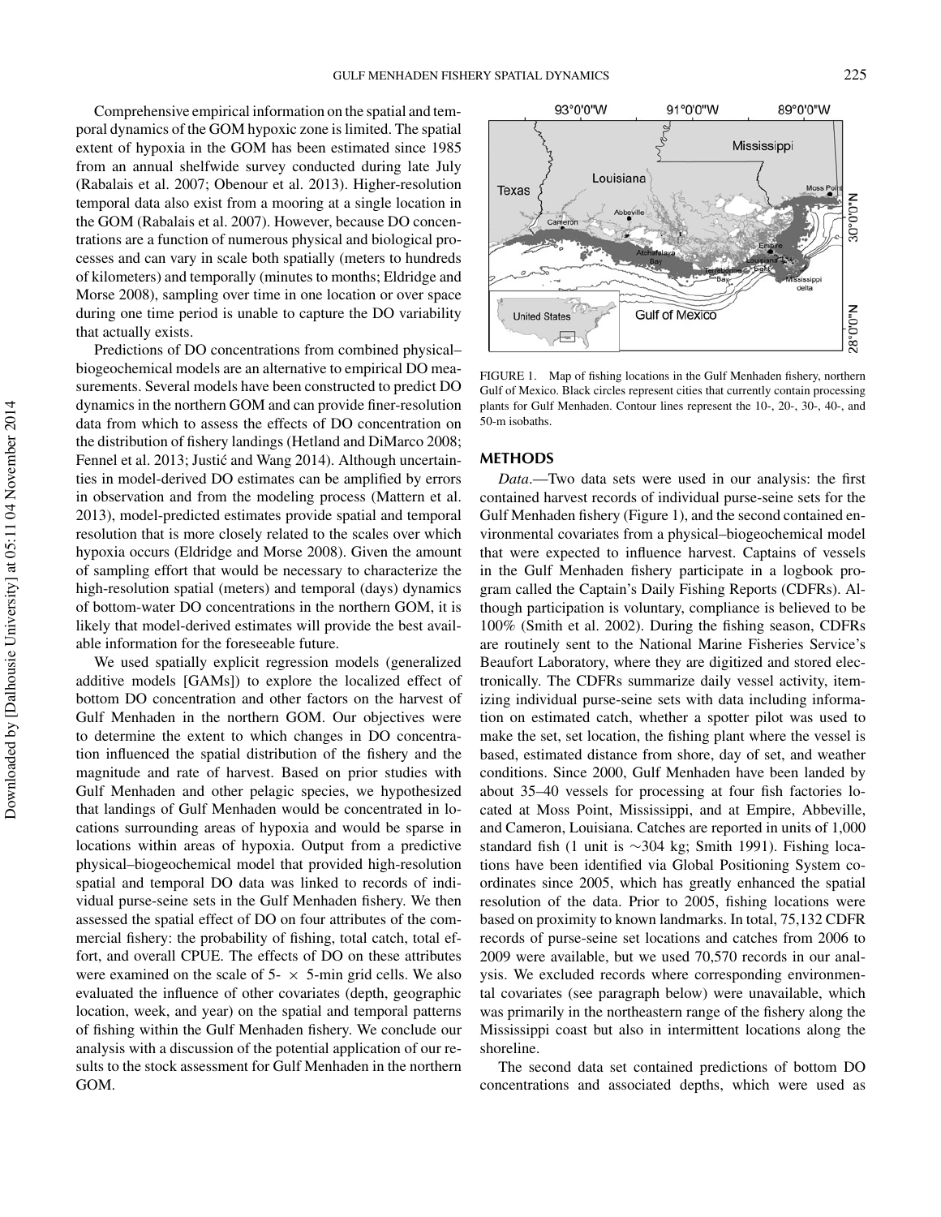Comprehensive empirical information on the spatial and temporal dynamics of the GOM hypoxic zone is limited. The spatial extent of hypoxia in the GOM has been estimated since 1985 from an annual shelfwide survey conducted during late July (Rabalais et al. 2007; Obenour et al. 2013). Higher-resolution temporal data also exist from a mooring at a single location in the GOM (Rabalais et al. 2007). However, because DO concentrations are a function of numerous physical and biological processes and can vary in scale both spatially (meters to hundreds of kilometers) and temporally (minutes to months; Eldridge and Morse 2008), sampling over time in one location or over space during one time period is unable to capture the DO variability that actually exists.

Predictions of DO concentrations from combined physical–biogeochemical models are an alternative to empirical DO measurements. Several models have been constructed to predict DO dynamics in the northern GOM and can provide finer-resolution data from which to assess the effects of DO concentration on the distribution of fishery landings (Hetland and DiMarco 2008; Fennel et al. 2013; Justić and Wang 2014). Although uncertainties in model-derived DO estimates can be amplified by errors in observation and from the modeling process (Mattern et al. 2013), model-predicted estimates provide spatial and temporal resolution that is more closely related to the scales over which hypoxia occurs (Eldridge and Morse 2008). Given the amount of sampling effort that would be necessary to characterize the high-resolution spatial (meters) and temporal (days) dynamics of bottom-water DO concentrations in the northern GOM, it is likely that model-derived estimates will provide the best available information for the foreseeable future.

We used spatially explicit regression models (generalized additive models [GAMs]) to explore the localized effect of bottom DO concentration and other factors on the harvest of Gulf Menhaden in the northern GOM. Our objectives were to determine the extent to which changes in DO concentration influenced the spatial distribution of the fishery and the magnitude and rate of harvest. Based on prior studies with Gulf Menhaden and other pelagic species, we hypothesized that landings of Gulf Menhaden would be concentrated in locations surrounding areas of hypoxia and would be sparse in locations within areas of hypoxia. Output from a predictive physical–biogeochemical model that provided high-resolution spatial and temporal DO data was linked to records of individual purse-seine sets in the Gulf Menhaden fishery. We then assessed the spatial effect of DO on four attributes of the commercial fishery: the probability of fishing, total catch, total effort, and overall CPUE. The effects of DO on these attributes were examined on the scale of 5- × 5-min grid cells. We also evaluated the influence of other covariates (depth, geographic location, week, and year) on the spatial and temporal patterns of fishing within the Gulf Menhaden fishery. We conclude our analysis with a discussion of the potential application of our results to the stock assessment for Gulf Menhaden in the northern GOM.

93°0'0"W
91°0'0"W
89°0'0"W
Mississippi
Louisiana
Texas
Moss Point
Abbeville
Cameron
30°0'0"N
Empire
Atchafalaya Bay
Terrebonne Bay
Louisiana Bight
Mississippi delta
United States
Gulf of Mexico
28°0'0"N

FIGURE 1. Map of fishing locations in the Gulf Menhaden fishery, northern Gulf of Mexico. Black circles represent cities that currently contain processing plants for Gulf Menhaden. Contour lines represent the 10-, 20-, 30-, 40-, and 50-m isobaths.

## METHODS

*Data*.—Two data sets were used in our analysis: the first contained harvest records of individual purse-seine sets for the Gulf Menhaden fishery (Figure 1), and the second contained environmental covariates from a physical–biogeochemical model that were expected to influence harvest. Captains of vessels in the Gulf Menhaden fishery participate in a logbook program called the Captain's Daily Fishing Reports (CDFRs). Although participation is voluntary, compliance is believed to be 100% (Smith et al. 2002). During the fishing season, CDFRs are routinely sent to the National Marine Fisheries Service's Beaufort Laboratory, where they are digitized and stored electronically. The CDFRs summarize daily vessel activity, itemizing individual purse-seine sets with data including information on estimated catch, whether a spotter pilot was used to make the set, set location, the fishing plant where the vessel is based, estimated distance from shore, day of set, and weather conditions. Since 2000, Gulf Menhaden have been landed by about 35–40 vessels for processing at four fish factories located at Moss Point, Mississippi, and at Empire, Abbeville, and Cameron, Louisiana. Catches are reported in units of 1,000 standard fish (1 unit is ~304 kg; Smith 1991). Fishing locations have been identified via Global Positioning System coordinates since 2005, which has greatly enhanced the spatial resolution of the data. Prior to 2005, fishing locations were based on proximity to known landmarks. In total, 75,132 CDFR records of purse-seine set locations and catches from 2006 to 2009 were available, but we used 70,570 records in our analysis. We excluded records where corresponding environmental covariates (see paragraph below) were unavailable, which was primarily in the northeastern range of the fishery along the Mississippi coast but also in intermittent locations along the shoreline.

The second data set contained predictions of bottom DO concentrations and associated depths, which were used as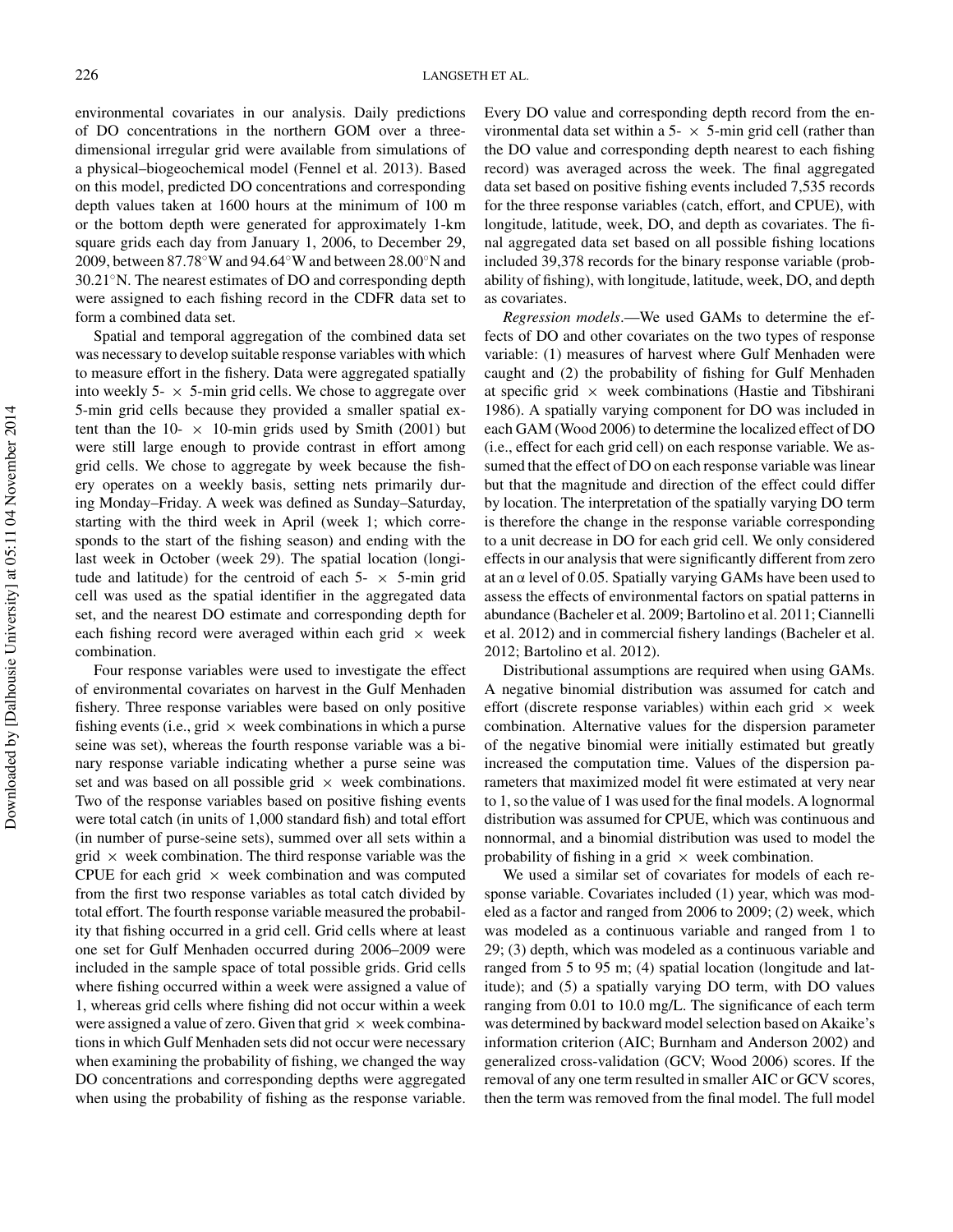environmental covariates in our analysis. Daily predictions of DO concentrations in the northern GOM over a three-dimensional irregular grid were available from simulations of a physical–biogeochemical model (Fennel et al. 2013). Based on this model, predicted DO concentrations and corresponding depth values taken at 1600 hours at the minimum of 100 m or the bottom depth were generated for approximately 1-km square grids each day from January 1, 2006, to December 29, 2009, between 87.78°W and 94.64°W and between 28.00°N and 30.21°N. The nearest estimates of DO and corresponding depth were assigned to each fishing record in the CDFR data set to form a combined data set.

Spatial and temporal aggregation of the combined data set was necessary to develop suitable response variables with which to measure effort in the fishery. Data were aggregated spatially into weekly 5- × 5-min grid cells. We chose to aggregate over 5-min grid cells because they provided a smaller spatial extent than the 10- × 10-min grids used by Smith (2001) but were still large enough to provide contrast in effort among grid cells. We chose to aggregate by week because the fishery operates on a weekly basis, setting nets primarily during Monday–Friday. A week was defined as Sunday–Saturday, starting with the third week in April (week 1; which corresponds to the start of the fishing season) and ending with the last week in October (week 29). The spatial location (longitude and latitude) for the centroid of each 5- × 5-min grid cell was used as the spatial identifier in the aggregated data set, and the nearest DO estimate and corresponding depth for each fishing record were averaged within each grid × week combination.

Four response variables were used to investigate the effect of environmental covariates on harvest in the Gulf Menhaden fishery. Three response variables were based on only positive fishing events (i.e., grid × week combinations in which a purse seine was set), whereas the fourth response variable was a binary response variable indicating whether a purse seine was set and was based on all possible grid × week combinations. Two of the response variables based on positive fishing events were total catch (in units of 1,000 standard fish) and total effort (in number of purse-seine sets), summed over all sets within a grid × week combination. The third response variable was the CPUE for each grid × week combination and was computed from the first two response variables as total catch divided by total effort. The fourth response variable measured the probability that fishing occurred in a grid cell. Grid cells where at least one set for Gulf Menhaden occurred during 2006–2009 were included in the sample space of total possible grids. Grid cells where fishing occurred within a week were assigned a value of 1, whereas grid cells where fishing did not occur within a week were assigned a value of zero. Given that grid × week combinations in which Gulf Menhaden sets did not occur were necessary when examining the probability of fishing, we changed the way DO concentrations and corresponding depths were aggregated when using the probability of fishing as the response variable. Every DO value and corresponding depth record from the environmental data set within a 5- × 5-min grid cell (rather than the DO value and corresponding depth nearest to each fishing record) was averaged across the week. The final aggregated data set based on positive fishing events included 7,535 records for the three response variables (catch, effort, and CPUE), with longitude, latitude, week, DO, and depth as covariates. The final aggregated data set based on all possible fishing locations included 39,378 records for the binary response variable (probability of fishing), with longitude, latitude, week, DO, and depth as covariates.

*Regression models*.—We used GAMs to determine the effects of DO and other covariates on the two types of response variable: (1) measures of harvest where Gulf Menhaden were caught and (2) the probability of fishing for Gulf Menhaden at specific grid × week combinations (Hastie and Tibshirani 1986). A spatially varying component for DO was included in each GAM (Wood 2006) to determine the localized effect of DO (i.e., effect for each grid cell) on each response variable. We assumed that the effect of DO on each response variable was linear but that the magnitude and direction of the effect could differ by location. The interpretation of the spatially varying DO term is therefore the change in the response variable corresponding to a unit decrease in DO for each grid cell. We only considered effects in our analysis that were significantly different from zero at an $\alpha$ level of 0.05. Spatially varying GAMs have been used to assess the effects of environmental factors on spatial patterns in abundance (Bacheler et al. 2009; Bartolino et al. 2011; Ciannelli et al. 2012) and in commercial fishery landings (Bacheler et al. 2012; Bartolino et al. 2012).

Distributional assumptions are required when using GAMs. A negative binomial distribution was assumed for catch and effort (discrete response variables) within each grid × week combination. Alternative values for the dispersion parameter of the negative binomial were initially estimated but greatly increased the computation time. Values of the dispersion parameters that maximized model fit were estimated at very near to 1, so the value of 1 was used for the final models. A lognormal distribution was assumed for CPUE, which was continuous and nonnormal, and a binomial distribution was used to model the probability of fishing in a grid × week combination.

We used a similar set of covariates for models of each response variable. Covariates included (1) year, which was modeled as a factor and ranged from 2006 to 2009; (2) week, which was modeled as a continuous variable and ranged from 1 to 29; (3) depth, which was modeled as a continuous variable and ranged from 5 to 95 m; (4) spatial location (longitude and latitude); and (5) a spatially varying DO term, with DO values ranging from 0.01 to 10.0 mg/L. The significance of each term was determined by backward model selection based on Akaike's information criterion (AIC; Burnham and Anderson 2002) and generalized cross-validation (GCV; Wood 2006) scores. If the removal of any one term resulted in smaller AIC or GCV scores, then the term was removed from the final model. The full model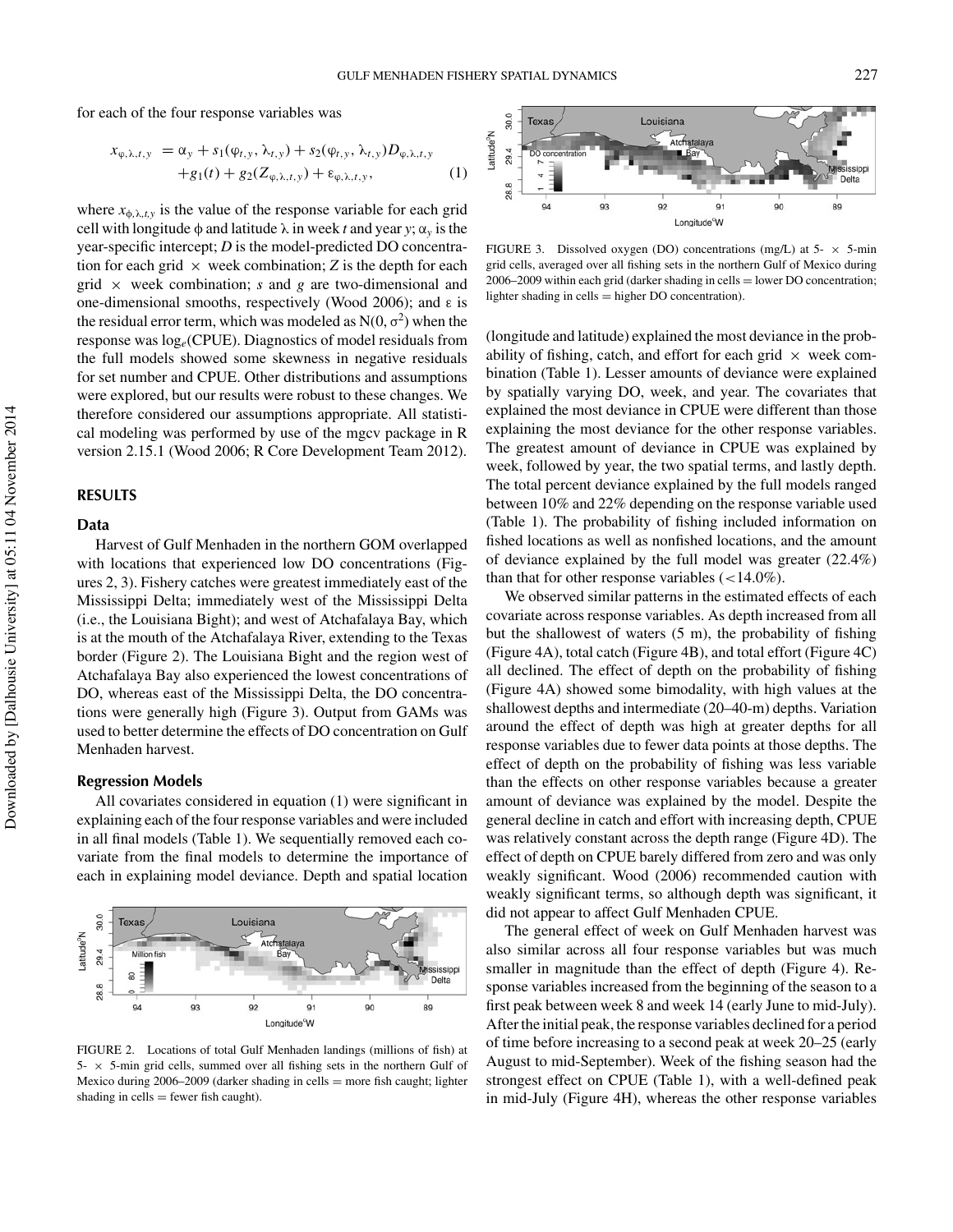for each of the four response variables was

$$x_{\varphi,\lambda,t,y} = \alpha_y + s_1(\varphi_{t,y}, \lambda_{t,y}) + s_2(\varphi_{t,y}, \lambda_{t,y})D_{\varphi,\lambda,t,y} + g_1(t) + g_2(Z_{\varphi,\lambda,t,y}) + \varepsilon_{\varphi,\lambda,t,y}, \tag{1}$$

where $x_{\phi,\lambda,t,y}$ is the value of the response variable for each grid cell with longitude $\phi$ and latitude $\lambda$ in week $t$ and year $y$; $\alpha_y$ is the year-specific intercept; $D$ is the model-predicted DO concentration for each grid × week combination; $Z$ is the depth for each grid × week combination; $s$ and $g$ are two-dimensional and one-dimensional smooths, respectively (Wood 2006); and $\varepsilon$ is the residual error term, which was modeled as $N(0, \sigma^2)$ when the response was $\log_e$(CPUE). Diagnostics of model residuals from the full models showed some skewness in negative residuals for set number and CPUE. Other distributions and assumptions were explored, but our results were robust to these changes. We therefore considered our assumptions appropriate. All statistical modeling was performed by use of the mgcv package in R version 2.15.1 (Wood 2006; R Core Development Team 2012).

## RESULTS

### Data

Harvest of Gulf Menhaden in the northern GOM overlapped with locations that experienced low DO concentrations (Figures 2, 3). Fishery catches were greatest immediately east of the Mississippi Delta; immediately west of the Mississippi Delta (i.e., the Louisiana Bight); and west of Atchafalaya Bay, which is at the mouth of the Atchafalaya River, extending to the Texas border (Figure 2). The Louisiana Bight and the region west of Atchafalaya Bay also experienced the lowest concentrations of DO, whereas east of the Mississippi Delta, the DO concentrations were generally high (Figure 3). Output from GAMs was used to better determine the effects of DO concentration on Gulf Menhaden harvest.

### Regression Models

All covariates considered in equation (1) were significant in explaining each of the four response variables and were included in all final models (Table 1). We sequentially removed each covariate from the final models to determine the importance of each in explaining model deviance. Depth and spatial location (longitude and latitude) explained the most deviance in the probability of fishing, catch, and effort for each grid × week combination (Table 1). Lesser amounts of deviance were explained by spatially varying DO, week, and year. The covariates that explained the most deviance in CPUE were different than those explaining the most deviance for the other response variables. The greatest amount of deviance in CPUE was explained by week, followed by year, the two spatial terms, and lastly depth. The total percent deviance explained by the full models ranged between 10% and 22% depending on the response variable used (Table 1). The probability of fishing included information on fished locations as well as nonfished locations, and the amount of deviance explained by the full model was greater (22.4%) than that for other response variables (<14.0%).

FIGURE 2. Locations of total Gulf Menhaden landings (millions of fish) at 5- × 5-min grid cells, summed over all fishing sets in the northern Gulf of Mexico during 2006–2009 (darker shading in cells = more fish caught; lighter shading in cells = fewer fish caught).

FIGURE 3. Dissolved oxygen (DO) concentrations (mg/L) at 5- × 5-min grid cells, averaged over all fishing sets in the northern Gulf of Mexico during 2006–2009 within each grid (darker shading in cells = lower DO concentration; lighter shading in cells = higher DO concentration).

We observed similar patterns in the estimated effects of each covariate across response variables. As depth increased from all but the shallowest of waters (5 m), the probability of fishing (Figure 4A), total catch (Figure 4B), and total effort (Figure 4C) all declined. The effect of depth on the probability of fishing (Figure 4A) showed some bimodality, with high values at the shallowest depths and intermediate (20–40-m) depths. Variation around the effect of depth was high at greater depths for all response variables due to fewer data points at those depths. The effect of depth on the probability of fishing was less variable than the effects on other response variables because a greater amount of deviance was explained by the model. Despite the general decline in catch and effort with increasing depth, CPUE was relatively constant across the depth range (Figure 4D). The effect of depth on CPUE barely differed from zero and was only weakly significant. Wood (2006) recommended caution with weakly significant terms, so although depth was significant, it did not appear to affect Gulf Menhaden CPUE.

The general effect of week on Gulf Menhaden harvest was also similar across all four response variables but was much smaller in magnitude than the effect of depth (Figure 4). Response variables increased from the beginning of the season to a first peak between week 8 and week 14 (early June to mid-July). After the initial peak, the response variables declined for a period of time before increasing to a second peak at week 20–25 (early August to mid-September). Week of the fishing season had the strongest effect on CPUE (Table 1), with a well-defined peak in mid-July (Figure 4H), whereas the other response variables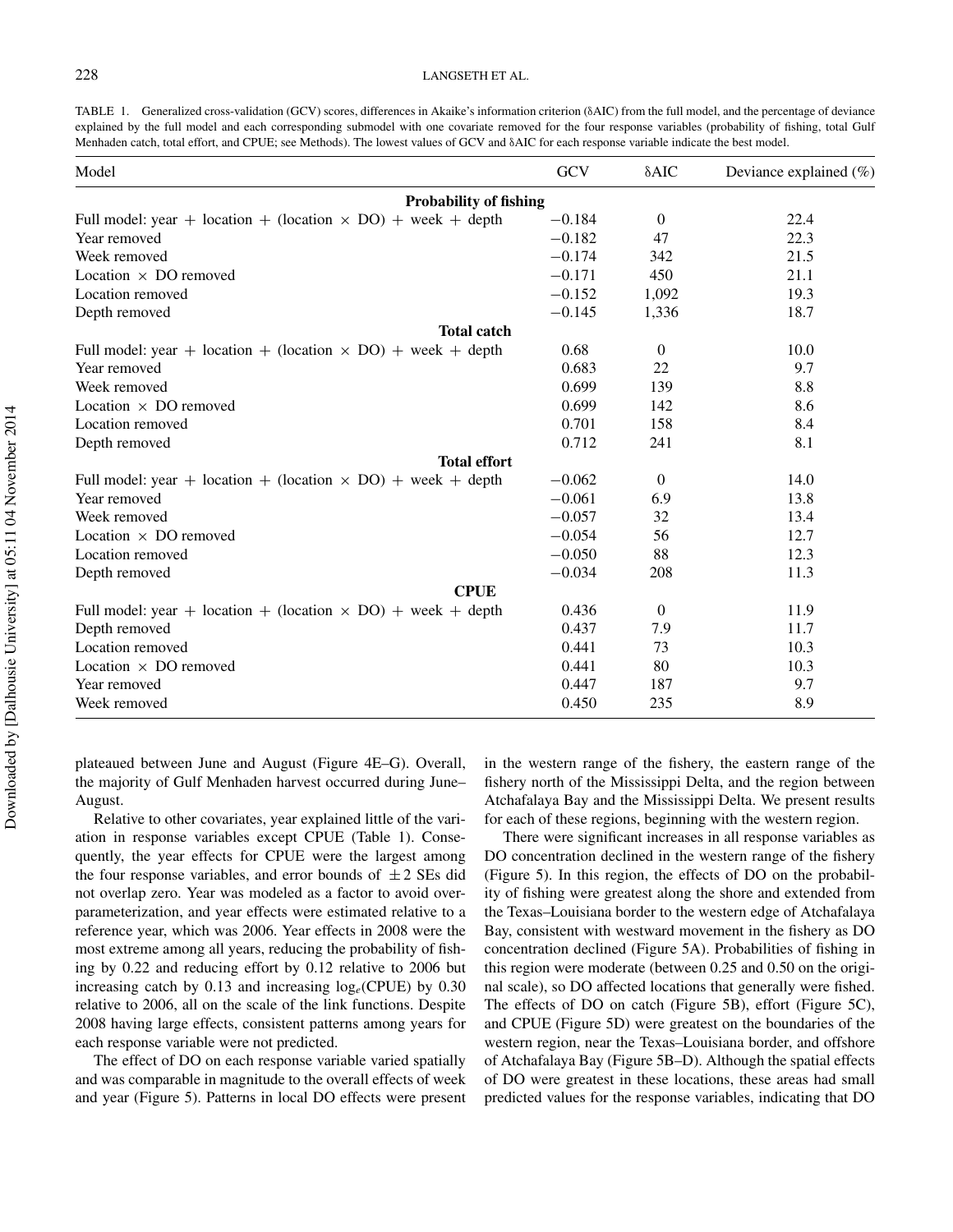TABLE 1. Generalized cross-validation (GCV) scores, differences in Akaike's information criterion (δAIC) from the full model, and the percentage of deviance explained by the full model and each corresponding submodel with one covariate removed for the four response variables (probability of fishing, total Gulf Menhaden catch, total effort, and CPUE; see Methods). The lowest values of GCV and δAIC for each response variable indicate the best model.

| Model | GCV | δAIC | Deviance explained (%) |
|---|---|---|---|
| **Probability of fishing** | | | |
| Full model: year + location + (location × DO) + week + depth | −0.184 | 0 | 22.4 |
| Year removed | −0.182 | 47 | 22.3 |
| Week removed | −0.174 | 342 | 21.5 |
| Location × DO removed | −0.171 | 450 | 21.1 |
| Location removed | −0.152 | 1,092 | 19.3 |
| Depth removed | −0.145 | 1,336 | 18.7 |
| **Total catch** | | | |
| Full model: year + location + (location × DO) + week + depth | 0.68 | 0 | 10.0 |
| Year removed | 0.683 | 22 | 9.7 |
| Week removed | 0.699 | 139 | 8.8 |
| Location × DO removed | 0.699 | 142 | 8.6 |
| Location removed | 0.701 | 158 | 8.4 |
| Depth removed | 0.712 | 241 | 8.1 |
| **Total effort** | | | |
| Full model: year + location + (location × DO) + week + depth | −0.062 | 0 | 14.0 |
| Year removed | −0.061 | 6.9 | 13.8 |
| Week removed | −0.057 | 32 | 13.4 |
| Location × DO removed | −0.054 | 56 | 12.7 |
| Location removed | −0.050 | 88 | 12.3 |
| Depth removed | −0.034 | 208 | 11.3 |
| **CPUE** | | | |
| Full model: year + location + (location × DO) + week + depth | 0.436 | 0 | 11.9 |
| Depth removed | 0.437 | 7.9 | 11.7 |
| Location removed | 0.441 | 73 | 10.3 |
| Location × DO removed | 0.441 | 80 | 10.3 |
| Year removed | 0.447 | 187 | 9.7 |
| Week removed | 0.450 | 235 | 8.9 |

plateaued between June and August (Figure 4E–G). Overall, the majority of Gulf Menhaden harvest occurred during June–August.

Relative to other covariates, year explained little of the variation in response variables except CPUE (Table 1). Consequently, the year effects for CPUE were the largest among the four response variables, and error bounds of $\pm 2$ SEs did not overlap zero. Year was modeled as a factor to avoid overparameterization, and year effects were estimated relative to a reference year, which was 2006. Year effects in 2008 were the most extreme among all years, reducing the probability of fishing by 0.22 and reducing effort by 0.12 relative to 2006 but increasing catch by 0.13 and increasing $\log_e$(CPUE) by 0.30 relative to 2006, all on the scale of the link functions. Despite 2008 having large effects, consistent patterns among years for each response variable were not predicted.

The effect of DO on each response variable varied spatially and was comparable in magnitude to the overall effects of week and year (Figure 5). Patterns in local DO effects were present in the western range of the fishery, the eastern range of the fishery north of the Mississippi Delta, and the region between Atchafalaya Bay and the Mississippi Delta. We present results for each of these regions, beginning with the western region.

There were significant increases in all response variables as DO concentration declined in the western range of the fishery (Figure 5). In this region, the effects of DO on the probability of fishing were greatest along the shore and extended from the Texas–Louisiana border to the western edge of Atchafalaya Bay, consistent with westward movement in the fishery as DO concentration declined (Figure 5A). Probabilities of fishing in this region were moderate (between 0.25 and 0.50 on the original scale), so DO affected locations that generally were fished. The effects of DO on catch (Figure 5B), effort (Figure 5C), and CPUE (Figure 5D) were greatest on the boundaries of the western region, near the Texas–Louisiana border, and offshore of Atchafalaya Bay (Figure 5B–D). Although the spatial effects of DO were greatest in these locations, these areas had small predicted values for the response variables, indicating that DO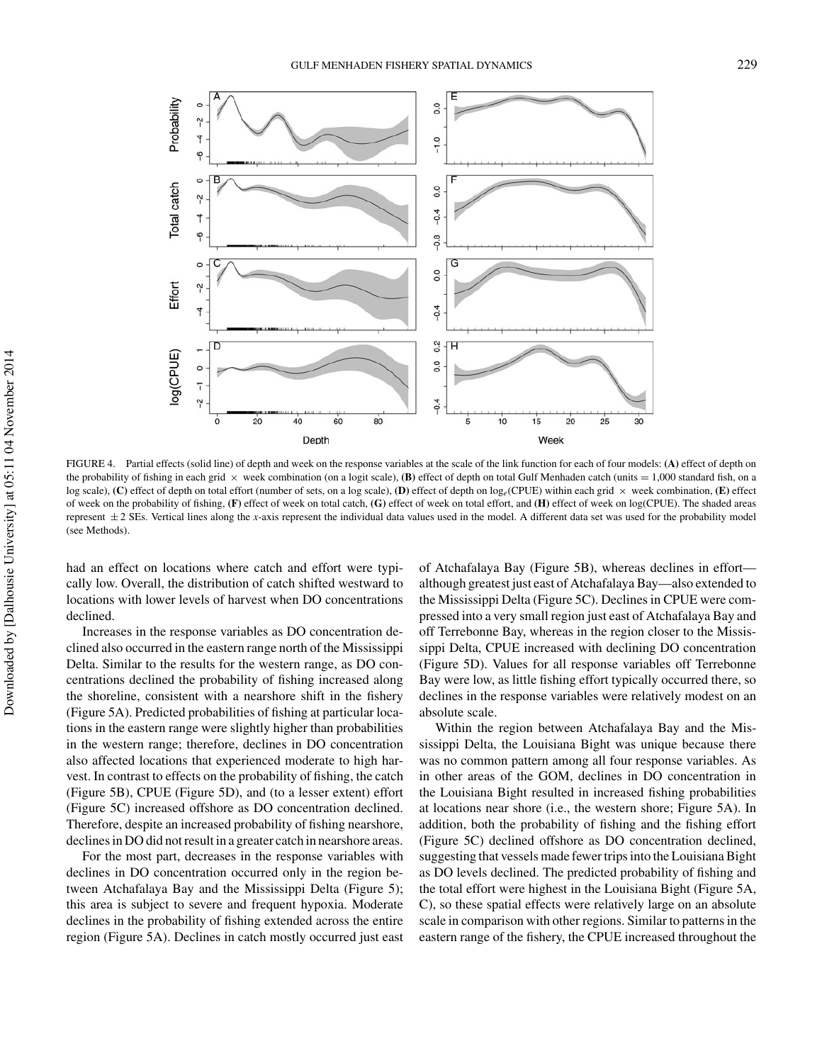FIGURE 4. Partial effects (solid line) of depth and week on the response variables at the scale of the link function for each of four models: **(A)** effect of depth on the probability of fishing in each grid × week combination (on a logit scale), **(B)** effect of depth on total Gulf Menhaden catch (units = 1,000 standard fish, on a log scale), **(C)** effect of depth on total effort (number of sets, on a log scale), **(D)** effect of depth on $\log_e$(CPUE) within each grid × week combination, **(E)** effect of week on the probability of fishing, **(F)** effect of week on total catch, **(G)** effect of week on total effort, and **(H)** effect of week on log(CPUE). The shaded areas represent ± 2 SEs. Vertical lines along the *x*-axis represent the individual data values used in the model. A different data set was used for the probability model (see Methods).

had an effect on locations where catch and effort were typically low. Overall, the distribution of catch shifted westward to locations with lower levels of harvest when DO concentrations declined.

Increases in the response variables as DO concentration declined also occurred in the eastern range north of the Mississippi Delta. Similar to the results for the western range, as DO concentrations declined the probability of fishing increased along the shoreline, consistent with a nearshore shift in the fishery (Figure 5A). Predicted probabilities of fishing at particular locations in the eastern range were slightly higher than probabilities in the western range; therefore, declines in DO concentration also affected locations that experienced moderate to high harvest. In contrast to effects on the probability of fishing, the catch (Figure 5B), CPUE (Figure 5D), and (to a lesser extent) effort (Figure 5C) increased offshore as DO concentration declined. Therefore, despite an increased probability of fishing nearshore, declines in DO did not result in a greater catch in nearshore areas.

For the most part, decreases in the response variables with declines in DO concentration occurred only in the region between Atchafalaya Bay and the Mississippi Delta (Figure 5); this area is subject to severe and frequent hypoxia. Moderate declines in the probability of fishing extended across the entire region (Figure 5A). Declines in catch mostly occurred just east of Atchafalaya Bay (Figure 5B), whereas declines in effort—although greatest just east of Atchafalaya Bay—also extended to the Mississippi Delta (Figure 5C). Declines in CPUE were compressed into a very small region just east of Atchafalaya Bay and off Terrebonne Bay, whereas in the region closer to the Mississippi Delta, CPUE increased with declining DO concentration (Figure 5D). Values for all response variables off Terrebonne Bay were low, as little fishing effort typically occurred there, so declines in the response variables were relatively modest on an absolute scale.

Within the region between Atchafalaya Bay and the Mississippi Delta, the Louisiana Bight was unique because there was no common pattern among all four response variables. As in other areas of the GOM, declines in DO concentration in the Louisiana Bight resulted in increased fishing probabilities at locations near shore (i.e., the western shore; Figure 5A). In addition, both the probability of fishing and the fishing effort (Figure 5C) declined offshore as DO concentration declined, suggesting that vessels made fewer trips into the Louisiana Bight as DO levels declined. The predicted probability of fishing and the total effort were highest in the Louisiana Bight (Figure 5A, C), so these spatial effects were relatively large on an absolute scale in comparison with other regions. Similar to patterns in the eastern range of the fishery, the CPUE increased throughout the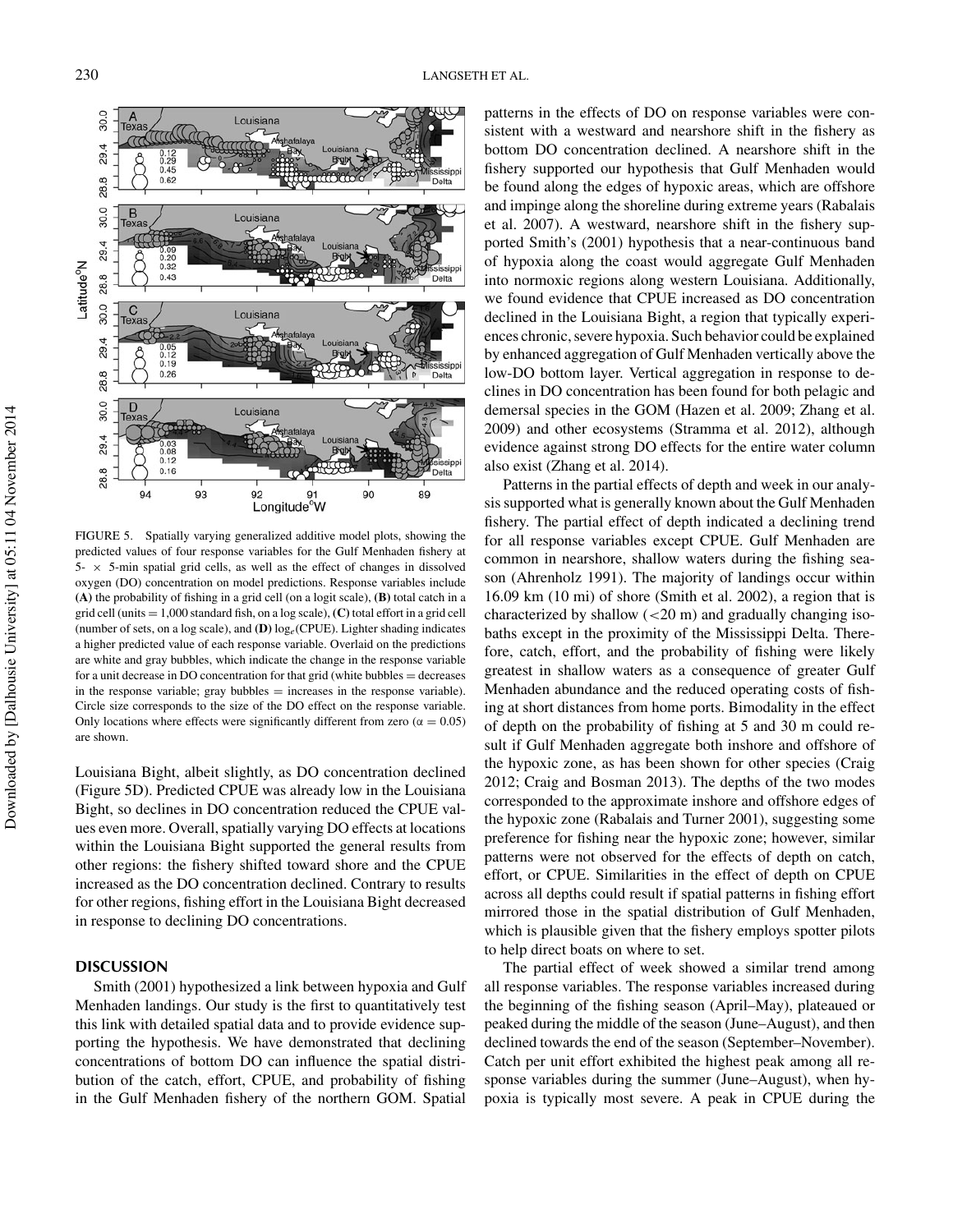FIGURE 5. Spatially varying generalized additive model plots, showing the predicted values of four response variables for the Gulf Menhaden fishery at 5- × 5-min spatial grid cells, as well as the effect of changes in dissolved oxygen (DO) concentration on model predictions. Response variables include (**A**) the probability of fishing in a grid cell (on a logit scale), (**B**) total catch in a grid cell (units = 1,000 standard fish, on a log scale), (**C**) total effort in a grid cell (number of sets, on a log scale), and (**D**) $\log_e$(CPUE). Lighter shading indicates a higher predicted value of each response variable. Overlaid on the predictions are white and gray bubbles, which indicate the change in the response variable for a unit decrease in DO concentration for that grid (white bubbles = decreases in the response variable; gray bubbles = increases in the response variable). Circle size corresponds to the size of the DO effect on the response variable. Only locations where effects were significantly different from zero ($\alpha = 0.05$) are shown.

Louisiana Bight, albeit slightly, as DO concentration declined (Figure 5D). Predicted CPUE was already low in the Louisiana Bight, so declines in DO concentration reduced the CPUE values even more. Overall, spatially varying DO effects at locations within the Louisiana Bight supported the general results from other regions: the fishery shifted toward shore and the CPUE increased as the DO concentration declined. Contrary to results for other regions, fishing effort in the Louisiana Bight decreased in response to declining DO concentrations.

## DISCUSSION

Smith (2001) hypothesized a link between hypoxia and Gulf Menhaden landings. Our study is the first to quantitatively test this link with detailed spatial data and to provide evidence supporting the hypothesis. We have demonstrated that declining concentrations of bottom DO can influence the spatial distribution of the catch, effort, CPUE, and probability of fishing in the Gulf Menhaden fishery of the northern GOM. Spatial patterns in the effects of DO on response variables were consistent with a westward and nearshore shift in the fishery as bottom DO concentration declined. A nearshore shift in the fishery supported our hypothesis that Gulf Menhaden would be found along the edges of hypoxic areas, which are offshore and impinge along the shoreline during extreme years (Rabalais et al. 2007). A westward, nearshore shift in the fishery supported Smith's (2001) hypothesis that a near-continuous band of hypoxia along the coast would aggregate Gulf Menhaden into normoxic regions along western Louisiana. Additionally, we found evidence that CPUE increased as DO concentration declined in the Louisiana Bight, a region that typically experiences chronic, severe hypoxia. Such behavior could be explained by enhanced aggregation of Gulf Menhaden vertically above the low-DO bottom layer. Vertical aggregation in response to declines in DO concentration has been found for both pelagic and demersal species in the GOM (Hazen et al. 2009; Zhang et al. 2009) and other ecosystems (Stramma et al. 2012), although evidence against strong DO effects for the entire water column also exist (Zhang et al. 2014).

Patterns in the partial effects of depth and week in our analysis supported what is generally known about the Gulf Menhaden fishery. The partial effect of depth indicated a declining trend for all response variables except CPUE. Gulf Menhaden are common in nearshore, shallow waters during the fishing season (Ahrenholz 1991). The majority of landings occur within 16.09 km (10 mi) of shore (Smith et al. 2002), a region that is characterized by shallow (<20 m) and gradually changing isobaths except in the proximity of the Mississippi Delta. Therefore, catch, effort, and the probability of fishing were likely greatest in shallow waters as a consequence of greater Gulf Menhaden abundance and the reduced operating costs of fishing at short distances from home ports. Bimodality in the effect of depth on the probability of fishing at 5 and 30 m could result if Gulf Menhaden aggregate both inshore and offshore of the hypoxic zone, as has been shown for other species (Craig 2012; Craig and Bosman 2013). The depths of the two modes corresponded to the approximate inshore and offshore edges of the hypoxic zone (Rabalais and Turner 2001), suggesting some preference for fishing near the hypoxic zone; however, similar patterns were not observed for the effects of depth on catch, effort, or CPUE. Similarities in the effect of depth on CPUE across all depths could result if spatial patterns in fishing effort mirrored those in the spatial distribution of Gulf Menhaden, which is plausible given that the fishery employs spotter pilots to help direct boats on where to set.

The partial effect of week showed a similar trend among all response variables. The response variables increased during the beginning of the fishing season (April–May), plateaued or peaked during the middle of the season (June–August), and then declined towards the end of the season (September–November). Catch per unit effort exhibited the highest peak among all response variables during the summer (June–August), when hypoxia is typically most severe. A peak in CPUE during the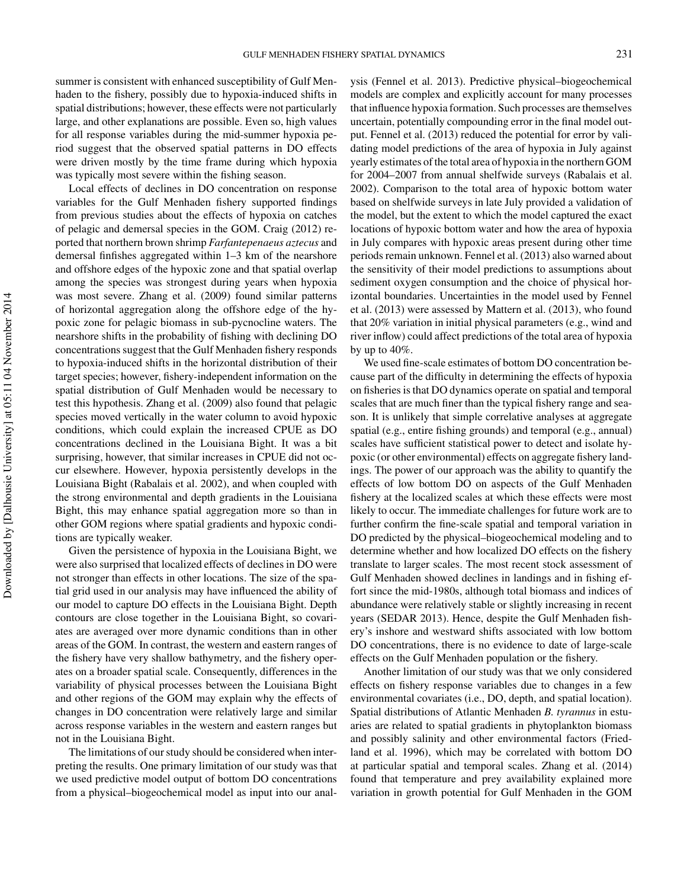summer is consistent with enhanced susceptibility of Gulf Menhaden to the fishery, possibly due to hypoxia-induced shifts in spatial distributions; however, these effects were not particularly large, and other explanations are possible. Even so, high values for all response variables during the mid-summer hypoxia period suggest that the observed spatial patterns in DO effects were driven mostly by the time frame during which hypoxia was typically most severe within the fishing season.

Local effects of declines in DO concentration on response variables for the Gulf Menhaden fishery supported findings from previous studies about the effects of hypoxia on catches of pelagic and demersal species in the GOM. Craig (2012) reported that northern brown shrimp *Farfantepenaeus aztecus* and demersal finfishes aggregated within 1–3 km of the nearshore and offshore edges of the hypoxic zone and that spatial overlap among the species was strongest during years when hypoxia was most severe. Zhang et al. (2009) found similar patterns of horizontal aggregation along the offshore edge of the hypoxic zone for pelagic biomass in sub-pycnocline waters. The nearshore shifts in the probability of fishing with declining DO concentrations suggest that the Gulf Menhaden fishery responds to hypoxia-induced shifts in the horizontal distribution of their target species; however, fishery-independent information on the spatial distribution of Gulf Menhaden would be necessary to test this hypothesis. Zhang et al. (2009) also found that pelagic species moved vertically in the water column to avoid hypoxic conditions, which could explain the increased CPUE as DO concentrations declined in the Louisiana Bight. It was a bit surprising, however, that similar increases in CPUE did not occur elsewhere. However, hypoxia persistently develops in the Louisiana Bight (Rabalais et al. 2002), and when coupled with the strong environmental and depth gradients in the Louisiana Bight, this may enhance spatial aggregation more so than in other GOM regions where spatial gradients and hypoxic conditions are typically weaker.

Given the persistence of hypoxia in the Louisiana Bight, we were also surprised that localized effects of declines in DO were not stronger than effects in other locations. The size of the spatial grid used in our analysis may have influenced the ability of our model to capture DO effects in the Louisiana Bight. Depth contours are close together in the Louisiana Bight, so covariates are averaged over more dynamic conditions than in other areas of the GOM. In contrast, the western and eastern ranges of the fishery have very shallow bathymetry, and the fishery operates on a broader spatial scale. Consequently, differences in the variability of physical processes between the Louisiana Bight and other regions of the GOM may explain why the effects of changes in DO concentration were relatively large and similar across response variables in the western and eastern ranges but not in the Louisiana Bight.

The limitations of our study should be considered when interpreting the results. One primary limitation of our study was that we used predictive model output of bottom DO concentrations from a physical–biogeochemical model as input into our analysis (Fennel et al. 2013). Predictive physical–biogeochemical models are complex and explicitly account for many processes that influence hypoxia formation. Such processes are themselves uncertain, potentially compounding error in the final model output. Fennel et al. (2013) reduced the potential for error by validating model predictions of the area of hypoxia in July against yearly estimates of the total area of hypoxia in the northern GOM for 2004–2007 from annual shelfwide surveys (Rabalais et al. 2002). Comparison to the total area of hypoxic bottom water based on shelfwide surveys in late July provided a validation of the model, but the extent to which the model captured the exact locations of hypoxic bottom water and how the area of hypoxia in July compares with hypoxic areas present during other time periods remain unknown. Fennel et al. (2013) also warned about the sensitivity of their model predictions to assumptions about sediment oxygen consumption and the choice of physical horizontal boundaries. Uncertainties in the model used by Fennel et al. (2013) were assessed by Mattern et al. (2013), who found that 20% variation in initial physical parameters (e.g., wind and river inflow) could affect predictions of the total area of hypoxia by up to 40%.

We used fine-scale estimates of bottom DO concentration because part of the difficulty in determining the effects of hypoxia on fisheries is that DO dynamics operate on spatial and temporal scales that are much finer than the typical fishery range and season. It is unlikely that simple correlative analyses at aggregate spatial (e.g., entire fishing grounds) and temporal (e.g., annual) scales have sufficient statistical power to detect and isolate hypoxic (or other environmental) effects on aggregate fishery landings. The power of our approach was the ability to quantify the effects of low bottom DO on aspects of the Gulf Menhaden fishery at the localized scales at which these effects were most likely to occur. The immediate challenges for future work are to further confirm the fine-scale spatial and temporal variation in DO predicted by the physical–biogeochemical modeling and to determine whether and how localized DO effects on the fishery translate to larger scales. The most recent stock assessment of Gulf Menhaden showed declines in landings and in fishing effort since the mid-1980s, although total biomass and indices of abundance were relatively stable or slightly increasing in recent years (SEDAR 2013). Hence, despite the Gulf Menhaden fishery's inshore and westward shifts associated with low bottom DO concentrations, there is no evidence to date of large-scale effects on the Gulf Menhaden population or the fishery.

Another limitation of our study was that we only considered effects on fishery response variables due to changes in a few environmental covariates (i.e., DO, depth, and spatial location). Spatial distributions of Atlantic Menhaden *B. tyrannus* in estuaries are related to spatial gradients in phytoplankton biomass and possibly salinity and other environmental factors (Friedland et al. 1996), which may be correlated with bottom DO at particular spatial and temporal scales. Zhang et al. (2014) found that temperature and prey availability explained more variation in growth potential for Gulf Menhaden in the GOM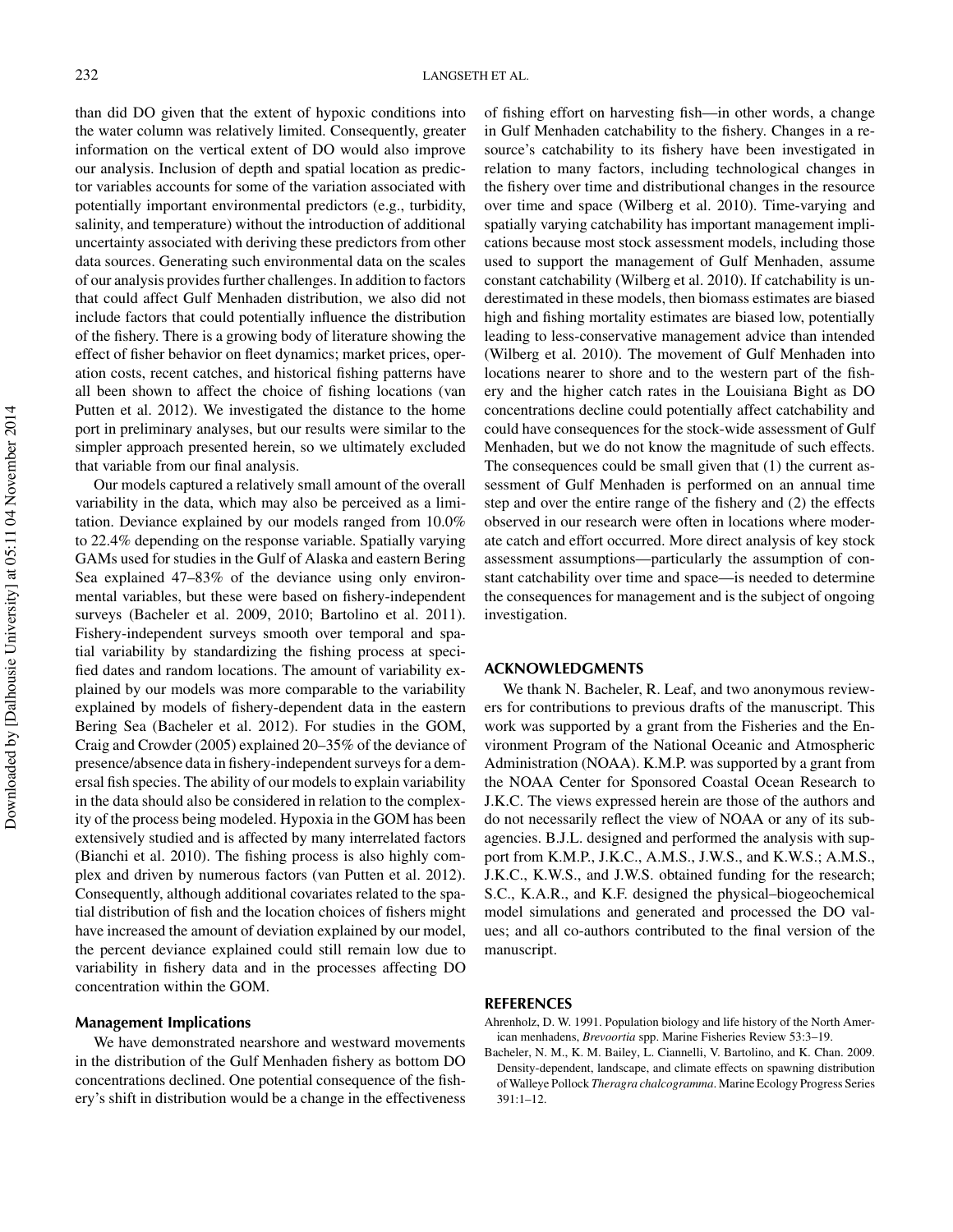than did DO given that the extent of hypoxic conditions into the water column was relatively limited. Consequently, greater information on the vertical extent of DO would also improve our analysis. Inclusion of depth and spatial location as predictor variables accounts for some of the variation associated with potentially important environmental predictors (e.g., turbidity, salinity, and temperature) without the introduction of additional uncertainty associated with deriving these predictors from other data sources. Generating such environmental data on the scales of our analysis provides further challenges. In addition to factors that could affect Gulf Menhaden distribution, we also did not include factors that could potentially influence the distribution of the fishery. There is a growing body of literature showing the effect of fisher behavior on fleet dynamics; market prices, operation costs, recent catches, and historical fishing patterns have all been shown to affect the choice of fishing locations (van Putten et al. 2012). We investigated the distance to the home port in preliminary analyses, but our results were similar to the simpler approach presented herein, so we ultimately excluded that variable from our final analysis.

Our models captured a relatively small amount of the overall variability in the data, which may also be perceived as a limitation. Deviance explained by our models ranged from 10.0% to 22.4% depending on the response variable. Spatially varying GAMs used for studies in the Gulf of Alaska and eastern Bering Sea explained 47–83% of the deviance using only environmental variables, but these were based on fishery-independent surveys (Bacheler et al. 2009, 2010; Bartolino et al. 2011). Fishery-independent surveys smooth over temporal and spatial variability by standardizing the fishing process at specified dates and random locations. The amount of variability explained by our models was more comparable to the variability explained by models of fishery-dependent data in the eastern Bering Sea (Bacheler et al. 2012). For studies in the GOM, Craig and Crowder (2005) explained 20–35% of the deviance of presence/absence data in fishery-independent surveys for a demersal fish species. The ability of our models to explain variability in the data should also be considered in relation to the complexity of the process being modeled. Hypoxia in the GOM has been extensively studied and is affected by many interrelated factors (Bianchi et al. 2010). The fishing process is also highly complex and driven by numerous factors (van Putten et al. 2012). Consequently, although additional covariates related to the spatial distribution of fish and the location choices of fishers might have increased the amount of deviation explained by our model, the percent deviance explained could still remain low due to variability in fishery data and in the processes affecting DO concentration within the GOM.

## Management Implications

We have demonstrated nearshore and westward movements in the distribution of the Gulf Menhaden fishery as bottom DO concentrations declined. One potential consequence of the fishery's shift in distribution would be a change in the effectiveness of fishing effort on harvesting fish—in other words, a change in Gulf Menhaden catchability to the fishery. Changes in a resource's catchability to its fishery have been investigated in relation to many factors, including technological changes in the fishery over time and distributional changes in the resource over time and space (Wilberg et al. 2010). Time-varying and spatially varying catchability has important management implications because most stock assessment models, including those used to support the management of Gulf Menhaden, assume constant catchability (Wilberg et al. 2010). If catchability is underestimated in these models, then biomass estimates are biased high and fishing mortality estimates are biased low, potentially leading to less-conservative management advice than intended (Wilberg et al. 2010). The movement of Gulf Menhaden into locations nearer to shore and to the western part of the fishery and the higher catch rates in the Louisiana Bight as DO concentrations decline could potentially affect catchability and could have consequences for the stock-wide assessment of Gulf Menhaden, but we do not know the magnitude of such effects. The consequences could be small given that (1) the current assessment of Gulf Menhaden is performed on an annual time step and over the entire range of the fishery and (2) the effects observed in our research were often in locations where moderate catch and effort occurred. More direct analysis of key stock assessment assumptions—particularly the assumption of constant catchability over time and space—is needed to determine the consequences for management and is the subject of ongoing investigation.

## ACKNOWLEDGMENTS

We thank N. Bacheler, R. Leaf, and two anonymous reviewers for contributions to previous drafts of the manuscript. This work was supported by a grant from the Fisheries and the Environment Program of the National Oceanic and Atmospheric Administration (NOAA). K.M.P. was supported by a grant from the NOAA Center for Sponsored Coastal Ocean Research to J.K.C. The views expressed herein are those of the authors and do not necessarily reflect the view of NOAA or any of its subagencies. B.J.L. designed and performed the analysis with support from K.M.P., J.K.C., A.M.S., J.W.S., and K.W.S.; A.M.S., J.K.C., K.W.S., and J.W.S. obtained funding for the research; S.C., K.A.R., and K.F. designed the physical–biogeochemical model simulations and generated and processed the DO values; and all co-authors contributed to the final version of the manuscript.

## REFERENCES

Ahrenholz, D. W. 1991. Population biology and life history of the North American menhadens, *Brevoortia* spp. Marine Fisheries Review 53:3–19.

Bacheler, N. M., K. M. Bailey, L. Ciannelli, V. Bartolino, and K. Chan. 2009. Density-dependent, landscape, and climate effects on spawning distribution of Walleye Pollock *Theragra chalcogramma*. Marine Ecology Progress Series 391:1–12.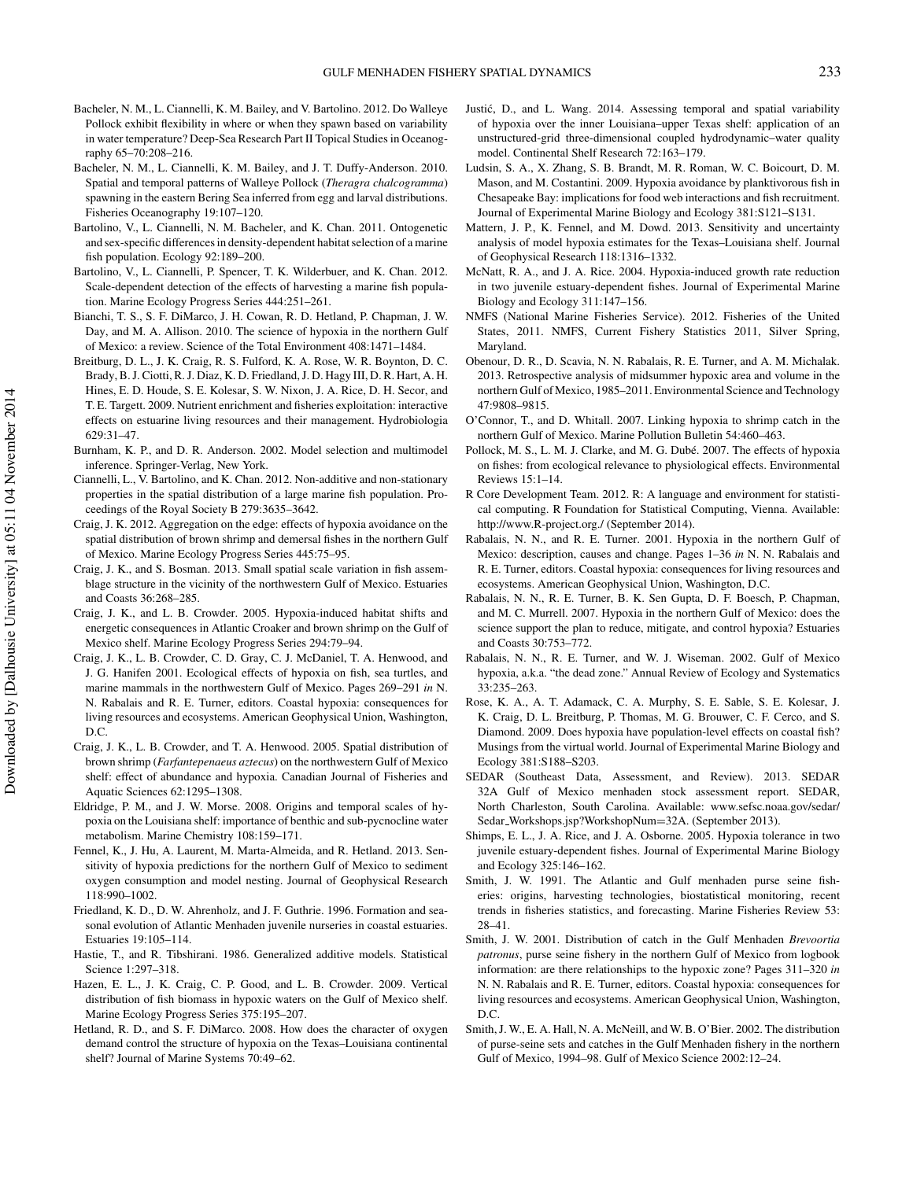Bacheler, N. M., L. Ciannelli, K. M. Bailey, and V. Bartolino. 2012. Do Walleye Pollock exhibit flexibility in where or when they spawn based on variability in water temperature? Deep-Sea Research Part II Topical Studies in Oceanography 65–70:208–216.

Bacheler, N. M., L. Ciannelli, K. M. Bailey, and J. T. Duffy-Anderson. 2010. Spatial and temporal patterns of Walleye Pollock (*Theragra chalcogramma*) spawning in the eastern Bering Sea inferred from egg and larval distributions. Fisheries Oceanography 19:107–120.

Bartolino, V., L. Ciannelli, N. M. Bacheler, and K. Chan. 2011. Ontogenetic and sex-specific differences in density-dependent habitat selection of a marine fish population. Ecology 92:189–200.

Bartolino, V., L. Ciannelli, P. Spencer, T. K. Wilderbuer, and K. Chan. 2012. Scale-dependent detection of the effects of harvesting a marine fish population. Marine Ecology Progress Series 444:251–261.

Bianchi, T. S., S. F. DiMarco, J. H. Cowan, R. D. Hetland, P. Chapman, J. W. Day, and M. A. Allison. 2010. The science of hypoxia in the northern Gulf of Mexico: a review. Science of the Total Environment 408:1471–1484.

Breitburg, D. L., J. K. Craig, R. S. Fulford, K. A. Rose, W. R. Boynton, D. C. Brady, B. J. Ciotti, R. J. Diaz, K. D. Friedland, J. D. Hagy III, D. R. Hart, A. H. Hines, E. D. Houde, S. E. Kolesar, S. W. Nixon, J. A. Rice, D. H. Secor, and T. E. Targett. 2009. Nutrient enrichment and fisheries exploitation: interactive effects on estuarine living resources and their management. Hydrobiologia 629:31–47.

Burnham, K. P., and D. R. Anderson. 2002. Model selection and multimodel inference. Springer-Verlag, New York.

Ciannelli, L., V. Bartolino, and K. Chan. 2012. Non-additive and non-stationary properties in the spatial distribution of a large marine fish population. Proceedings of the Royal Society B 279:3635–3642.

Craig, J. K. 2012. Aggregation on the edge: effects of hypoxia avoidance on the spatial distribution of brown shrimp and demersal fishes in the northern Gulf of Mexico. Marine Ecology Progress Series 445:75–95.

Craig, J. K., and S. Bosman. 2013. Small spatial scale variation in fish assemblage structure in the vicinity of the northwestern Gulf of Mexico. Estuaries and Coasts 36:268–285.

Craig, J. K., and L. B. Crowder. 2005. Hypoxia-induced habitat shifts and energetic consequences in Atlantic Croaker and brown shrimp on the Gulf of Mexico shelf. Marine Ecology Progress Series 294:79–94.

Craig, J. K., L. B. Crowder, C. D. Gray, C. J. McDaniel, T. A. Henwood, and J. G. Hanifen 2001. Ecological effects of hypoxia on fish, sea turtles, and marine mammals in the northwestern Gulf of Mexico. Pages 269–291 *in* N. N. Rabalais and R. E. Turner, editors. Coastal hypoxia: consequences for living resources and ecosystems. American Geophysical Union, Washington, D.C.

Craig, J. K., L. B. Crowder, and T. A. Henwood. 2005. Spatial distribution of brown shrimp (*Farfantepenaeus aztecus*) on the northwestern Gulf of Mexico shelf: effect of abundance and hypoxia. Canadian Journal of Fisheries and Aquatic Sciences 62:1295–1308.

Eldridge, P. M., and J. W. Morse. 2008. Origins and temporal scales of hypoxia on the Louisiana shelf: importance of benthic and sub-pycnocline water metabolism. Marine Chemistry 108:159–171.

Fennel, K., J. Hu, A. Laurent, M. Marta-Almeida, and R. Hetland. 2013. Sensitivity of hypoxia predictions for the northern Gulf of Mexico to sediment oxygen consumption and model nesting. Journal of Geophysical Research 118:990–1002.

Friedland, K. D., D. W. Ahrenholz, and J. F. Guthrie. 1996. Formation and seasonal evolution of Atlantic Menhaden juvenile nurseries in coastal estuaries. Estuaries 19:105–114.

Hastie, T., and R. Tibshirani. 1986. Generalized additive models. Statistical Science 1:297–318.

Hazen, E. L., J. K. Craig, C. P. Good, and L. B. Crowder. 2009. Vertical distribution of fish biomass in hypoxic waters on the Gulf of Mexico shelf. Marine Ecology Progress Series 375:195–207.

Hetland, R. D., and S. F. DiMarco. 2008. How does the character of oxygen demand control the structure of hypoxia on the Texas–Louisiana continental shelf? Journal of Marine Systems 70:49–62.

Justić, D., and L. Wang. 2014. Assessing temporal and spatial variability of hypoxia over the inner Louisiana–upper Texas shelf: application of an unstructured-grid three-dimensional coupled hydrodynamic–water quality model. Continental Shelf Research 72:163–179.

Ludsin, S. A., X. Zhang, S. B. Brandt, M. R. Roman, W. C. Boicourt, D. M. Mason, and M. Costantini. 2009. Hypoxia avoidance by planktivorous fish in Chesapeake Bay: implications for food web interactions and fish recruitment. Journal of Experimental Marine Biology and Ecology 381:S121–S131.

Mattern, J. P., K. Fennel, and M. Dowd. 2013. Sensitivity and uncertainty analysis of model hypoxia estimates for the Texas–Louisiana shelf. Journal of Geophysical Research 118:1316–1332.

McNatt, R. A., and J. A. Rice. 2004. Hypoxia-induced growth rate reduction in two juvenile estuary-dependent fishes. Journal of Experimental Marine Biology and Ecology 311:147–156.

NMFS (National Marine Fisheries Service). 2012. Fisheries of the United States, 2011. NMFS, Current Fishery Statistics 2011, Silver Spring, Maryland.

Obenour, D. R., D. Scavia, N. N. Rabalais, R. E. Turner, and A. M. Michalak. 2013. Retrospective analysis of midsummer hypoxic area and volume in the northern Gulf of Mexico, 1985–2011. Environmental Science and Technology 47:9808–9815.

O'Connor, T., and D. Whitall. 2007. Linking hypoxia to shrimp catch in the northern Gulf of Mexico. Marine Pollution Bulletin 54:460–463.

Pollock, M. S., L. M. J. Clarke, and M. G. Dubé. 2007. The effects of hypoxia on fishes: from ecological relevance to physiological effects. Environmental Reviews 15:1–14.

R Core Development Team. 2012. R: A language and environment for statistical computing. R Foundation for Statistical Computing, Vienna. Available: http://www.R-project.org./ (September 2014).

Rabalais, N. N., and R. E. Turner. 2001. Hypoxia in the northern Gulf of Mexico: description, causes and change. Pages 1–36 *in* N. N. Rabalais and R. E. Turner, editors. Coastal hypoxia: consequences for living resources and ecosystems. American Geophysical Union, Washington, D.C.

Rabalais, N. N., R. E. Turner, B. K. Sen Gupta, D. F. Boesch, P. Chapman, and M. C. Murrell. 2007. Hypoxia in the northern Gulf of Mexico: does the science support the plan to reduce, mitigate, and control hypoxia? Estuaries and Coasts 30:753–772.

Rabalais, N. N., R. E. Turner, and W. J. Wiseman. 2002. Gulf of Mexico hypoxia, a.k.a. "the dead zone." Annual Review of Ecology and Systematics 33:235–263.

Rose, K. A., A. T. Adamack, C. A. Murphy, S. E. Sable, S. E. Kolesar, J. K. Craig, D. L. Breitburg, P. Thomas, M. G. Brouwer, C. F. Cerco, and S. Diamond. 2009. Does hypoxia have population-level effects on coastal fish? Musings from the virtual world. Journal of Experimental Marine Biology and Ecology 381:S188–S203.

SEDAR (Southeast Data, Assessment, and Review). 2013. SEDAR 32A Gulf of Mexico menhaden stock assessment report. SEDAR, North Charleston, South Carolina. Available: www.sefsc.noaa.gov/sedar/Sedar_Workshops.jsp?WorkshopNum=32A. (September 2013).

Shimps, E. L., J. A. Rice, and J. A. Osborne. 2005. Hypoxia tolerance in two juvenile estuary-dependent fishes. Journal of Experimental Marine Biology and Ecology 325:146–162.

Smith, J. W. 1991. The Atlantic and Gulf menhaden purse seine fisheries: origins, harvesting technologies, biostatistical monitoring, recent trends in fisheries statistics, and forecasting. Marine Fisheries Review 53: 28–41.

Smith, J. W. 2001. Distribution of catch in the Gulf Menhaden *Brevoortia patronus*, purse seine fishery in the northern Gulf of Mexico from logbook information: are there relationships to the hypoxic zone? Pages 311–320 *in* N. N. Rabalais and R. E. Turner, editors. Coastal hypoxia: consequences for living resources and ecosystems. American Geophysical Union, Washington, D.C.

Smith, J. W., E. A. Hall, N. A. McNeill, and W. B. O'Bier. 2002. The distribution of purse-seine sets and catches in the Gulf Menhaden fishery in the northern Gulf of Mexico, 1994–98. Gulf of Mexico Science 2002:12–24.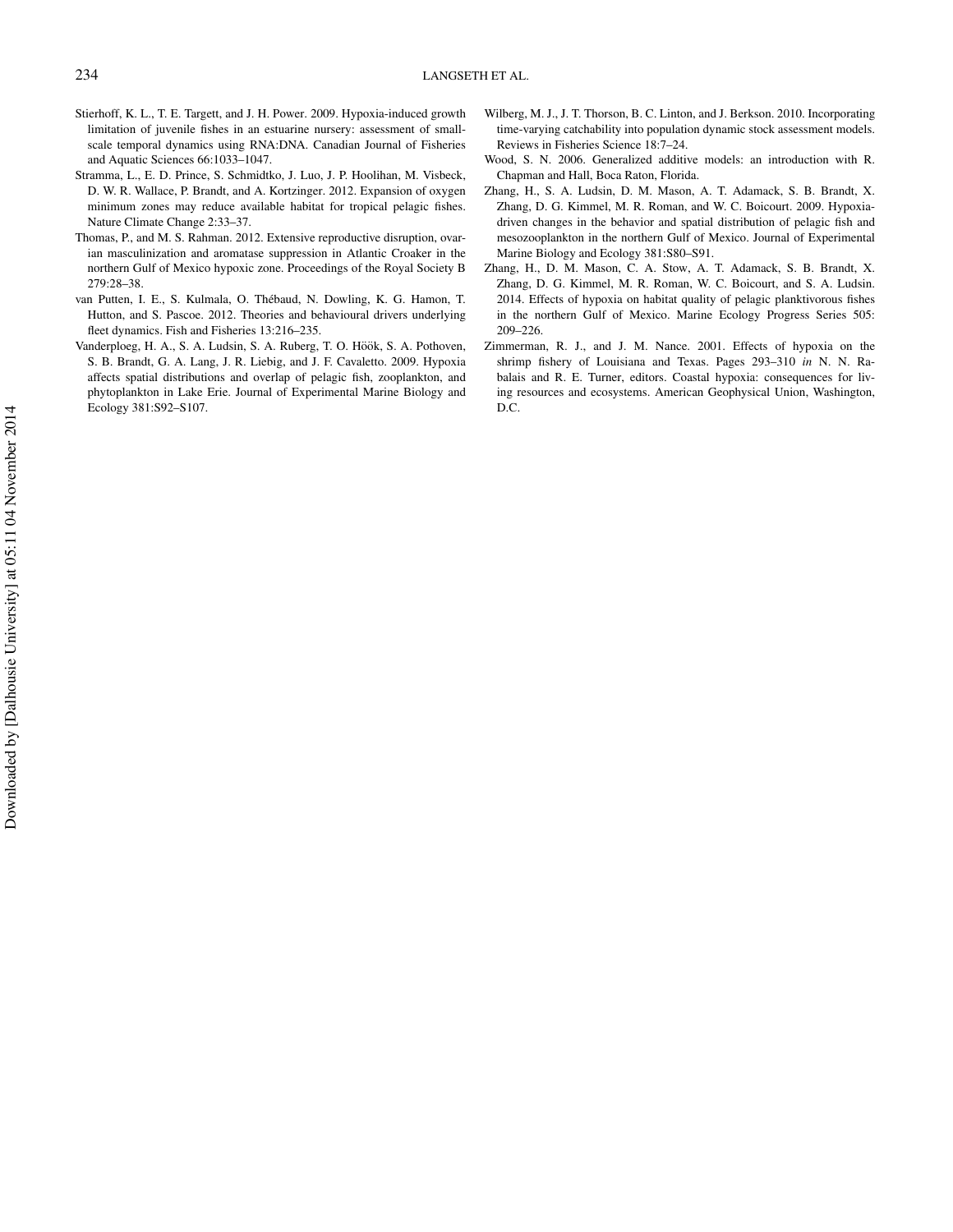Stierhoff, K. L., T. E. Targett, and J. H. Power. 2009. Hypoxia-induced growth limitation of juvenile fishes in an estuarine nursery: assessment of small-scale temporal dynamics using RNA:DNA. Canadian Journal of Fisheries and Aquatic Sciences 66:1033–1047.

Stramma, L., E. D. Prince, S. Schmidtko, J. Luo, J. P. Hoolihan, M. Visbeck, D. W. R. Wallace, P. Brandt, and A. Kortzinger. 2012. Expansion of oxygen minimum zones may reduce available habitat for tropical pelagic fishes. Nature Climate Change 2:33–37.

Thomas, P., and M. S. Rahman. 2012. Extensive reproductive disruption, ovarian masculinization and aromatase suppression in Atlantic Croaker in the northern Gulf of Mexico hypoxic zone. Proceedings of the Royal Society B 279:28–38.

van Putten, I. E., S. Kulmala, O. Thébaud, N. Dowling, K. G. Hamon, T. Hutton, and S. Pascoe. 2012. Theories and behavioural drivers underlying fleet dynamics. Fish and Fisheries 13:216–235.

Vanderploeg, H. A., S. A. Ludsin, S. A. Ruberg, T. O. Höök, S. A. Pothoven, S. B. Brandt, G. A. Lang, J. R. Liebig, and J. F. Cavaletto. 2009. Hypoxia affects spatial distributions and overlap of pelagic fish, zooplankton, and phytoplankton in Lake Erie. Journal of Experimental Marine Biology and Ecology 381:S92–S107.

Wilberg, M. J., J. T. Thorson, B. C. Linton, and J. Berkson. 2010. Incorporating time-varying catchability into population dynamic stock assessment models. Reviews in Fisheries Science 18:7–24.

Wood, S. N. 2006. Generalized additive models: an introduction with R. Chapman and Hall, Boca Raton, Florida.

Zhang, H., S. A. Ludsin, D. M. Mason, A. T. Adamack, S. B. Brandt, X. Zhang, D. G. Kimmel, M. R. Roman, and W. C. Boicourt. 2009. Hypoxia-driven changes in the behavior and spatial distribution of pelagic fish and mesozooplankton in the northern Gulf of Mexico. Journal of Experimental Marine Biology and Ecology 381:S80–S91.

Zhang, H., D. M. Mason, C. A. Stow, A. T. Adamack, S. B. Brandt, X. Zhang, D. G. Kimmel, M. R. Roman, W. C. Boicourt, and S. A. Ludsin. 2014. Effects of hypoxia on habitat quality of pelagic planktivorous fishes in the northern Gulf of Mexico. Marine Ecology Progress Series 505: 209–226.

Zimmerman, R. J., and J. M. Nance. 2001. Effects of hypoxia on the shrimp fishery of Louisiana and Texas. Pages 293–310 *in* N. N. Rabalais and R. E. Turner, editors. Coastal hypoxia: consequences for living resources and ecosystems. American Geophysical Union, Washington, D.C.